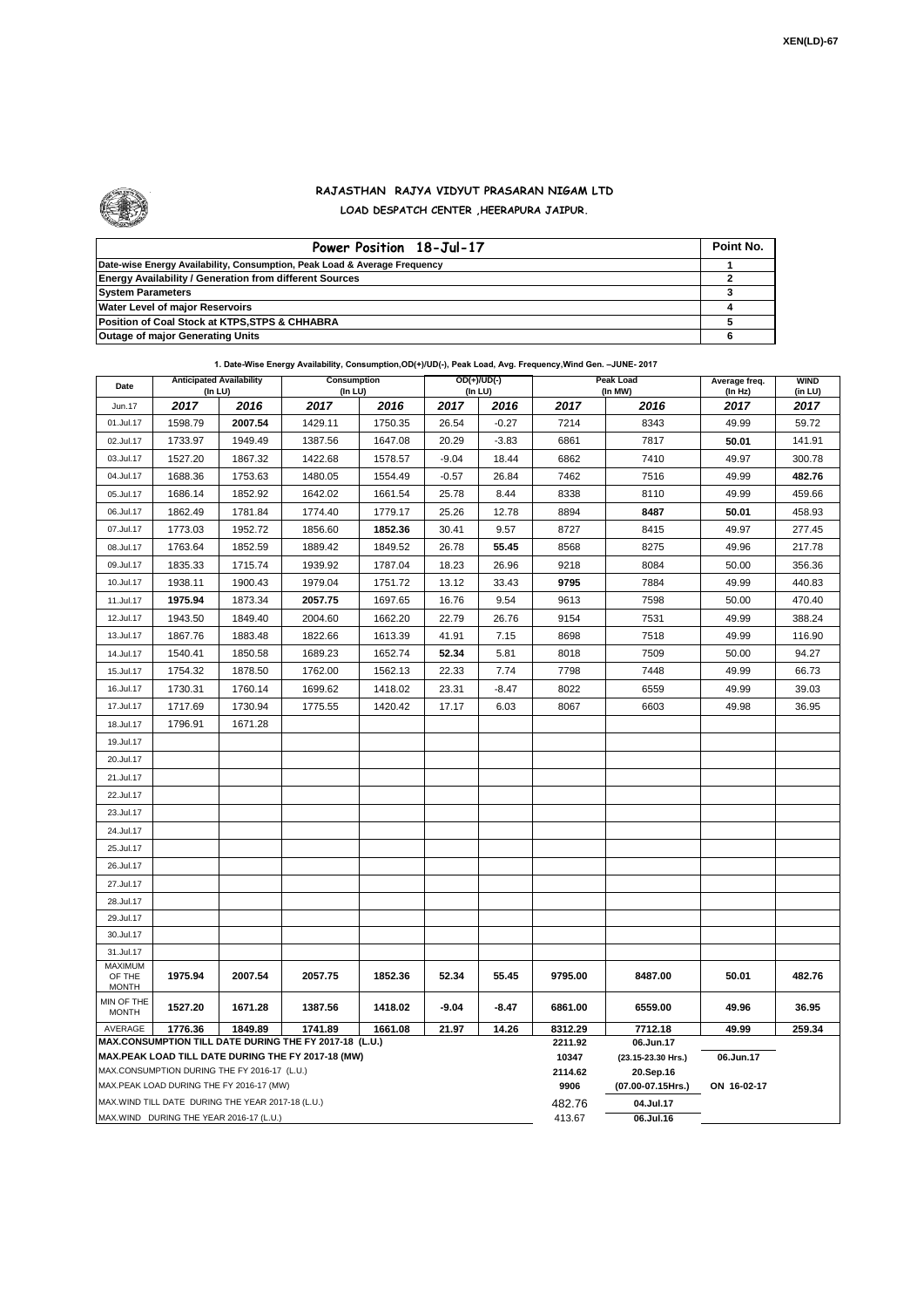XEN(LD)-67

# RAJASTHAN RAJYA VIDYUT PRASARAN NIGAM LTD

## LOAD DESPATCH CENTER ,HEERAPURA JAIPUR.

| Power Position 18-Jul-17 | Point No. |
|---|---|
| Date-wise Energy Availability, Consumption, Peak Load & Average Frequency | 1 |
| Energy Availability / Generation from different Sources | 2 |
| System Parameters | 3 |
| Water Level of major Reservoirs | 4 |
| Position of Coal Stock at KTPS,STPS & CHHABRA | 5 |
| Outage of major Generating Units | 6 |

**1. Date-Wise Energy Availability, Consumption,OD(+)/UD(-), Peak Load, Avg. Frequency,Wind Gen. –JUNE- 2017**

| Date | Anticipated Availability (In LU) | | Consumption (In LU) | | OD(+)/UD(-) (In LU) | | Peak Load (In MW) | | Average freq. (In Hz) | WIND (in LU) |
|---|---|---|---|---|---|---|---|---|---|---|
| Jun.17 | 2017 | 2016 | 2017 | 2016 | 2017 | 2016 | 2017 | 2016 | 2017 | 2017 |
| 01.Jul.17 | 1598.79 | **2007.54** | 1429.11 | 1750.35 | 26.54 | -0.27 | 7214 | 8343 | 49.99 | 59.72 |
| 02.Jul.17 | 1733.97 | 1949.49 | 1387.56 | 1647.08 | 20.29 | -3.83 | 6861 | 7817 | **50.01** | 141.91 |
| 03.Jul.17 | 1527.20 | 1867.32 | 1422.68 | 1578.57 | -9.04 | 18.44 | 6862 | 7410 | 49.97 | 300.78 |
| 04.Jul.17 | 1688.36 | 1753.63 | 1480.05 | 1554.49 | -0.57 | 26.84 | 7462 | 7516 | 49.99 | **482.76** |
| 05.Jul.17 | 1686.14 | 1852.92 | 1642.02 | 1661.54 | 25.78 | 8.44 | 8338 | 8110 | 49.99 | 459.66 |
| 06.Jul.17 | 1862.49 | 1781.84 | 1774.40 | 1779.17 | 25.26 | 12.78 | 8894 | **8487** | **50.01** | 458.93 |
| 07.Jul.17 | 1773.03 | 1952.72 | 1856.60 | **1852.36** | 30.41 | 9.57 | 8727 | 8415 | 49.97 | 277.45 |
| 08.Jul.17 | 1763.64 | 1852.59 | 1889.42 | 1849.52 | 26.78 | **55.45** | 8568 | 8275 | 49.96 | 217.78 |
| 09.Jul.17 | 1835.33 | 1715.74 | 1939.92 | 1787.04 | 18.23 | 26.96 | 9218 | 8084 | 50.00 | 356.36 |
| 10.Jul.17 | 1938.11 | 1900.43 | 1979.04 | 1751.72 | 13.12 | 33.43 | **9795** | 7884 | 49.99 | 440.83 |
| 11.Jul.17 | **1975.94** | 1873.34 | **2057.75** | 1697.65 | 16.76 | 9.54 | 9613 | 7598 | 50.00 | 470.40 |
| 12.Jul.17 | 1943.50 | 1849.40 | 2004.60 | 1662.20 | 22.79 | 26.76 | 9154 | 7531 | 49.99 | 388.24 |
| 13.Jul.17 | 1867.76 | 1883.48 | 1822.66 | 1613.39 | 41.91 | 7.15 | 8698 | 7518 | 49.99 | 116.90 |
| 14.Jul.17 | 1540.41 | 1850.58 | 1689.23 | 1652.74 | **52.34** | 5.81 | 8018 | 7509 | 50.00 | 94.27 |
| 15.Jul.17 | 1754.32 | 1878.50 | 1762.00 | 1562.13 | 22.33 | 7.74 | 7798 | 7448 | 49.99 | 66.73 |
| 16.Jul.17 | 1730.31 | 1760.14 | 1699.62 | 1418.02 | 23.31 | -8.47 | 8022 | 6559 | 49.99 | 39.03 |
| 17.Jul.17 | 1717.69 | 1730.94 | 1775.55 | 1420.42 | 17.17 | 6.03 | 8067 | 6603 | 49.98 | 36.95 |
| 18.Jul.17 | 1796.91 | 1671.28 | | | | | | | | |
| 19.Jul.17 | | | | | | | | | | |
| 20.Jul.17 | | | | | | | | | | |
| 21.Jul.17 | | | | | | | | | | |
| 22.Jul.17 | | | | | | | | | | |
| 23.Jul.17 | | | | | | | | | | |
| 24.Jul.17 | | | | | | | | | | |
| 25.Jul.17 | | | | | | | | | | |
| 26.Jul.17 | | | | | | | | | | |
| 27.Jul.17 | | | | | | | | | | |
| 28.Jul.17 | | | | | | | | | | |
| 29.Jul.17 | | | | | | | | | | |
| 30.Jul.17 | | | | | | | | | | |
| 31.Jul.17 | | | | | | | | | | |
| MAXIMUM OF THE MONTH | 1975.94 | 2007.54 | 2057.75 | 1852.36 | 52.34 | 55.45 | 9795.00 | 8487.00 | 50.01 | 482.76 |
| MIN OF THE MONTH | 1527.20 | 1671.28 | 1387.56 | 1418.02 | -9.04 | -8.47 | 6861.00 | 6559.00 | 49.96 | 36.95 |
| AVERAGE | 1776.36 | 1849.89 | 1741.89 | 1661.08 | 21.97 | 14.26 | 8312.29 | 7712.18 | 49.99 | 259.34 |
| MAX.CONSUMPTION TILL DATE DURING THE FY 2017-18 (L.U.) | | | | | | | 2211.92 | 06.Jun.17 | | |
| MAX.PEAK LOAD TILL DATE DURING THE FY 2017-18 (MW) | | | | | | | 10347 | (23.15-23.30 Hrs.) | 06.Jun.17 | |
| MAX.CONSUMPTION DURING THE FY 2016-17 (L.U.) | | | | | | | 2114.62 | 20.Sep.16 | | |
| MAX.PEAK LOAD DURING THE FY 2016-17 (MW) | | | | | | | 9906 | (07.00-07.15Hrs.) | ON 16-02-17 | |
| MAX.WIND TILL DATE DURING THE YEAR 2017-18 (L.U.) | | | | | | | 482.76 | 04.Jul.17 | | |
| MAX.WIND DURING THE YEAR 2016-17 (L.U.) | | | | | | | 413.67 | 06.Jul.16 | | |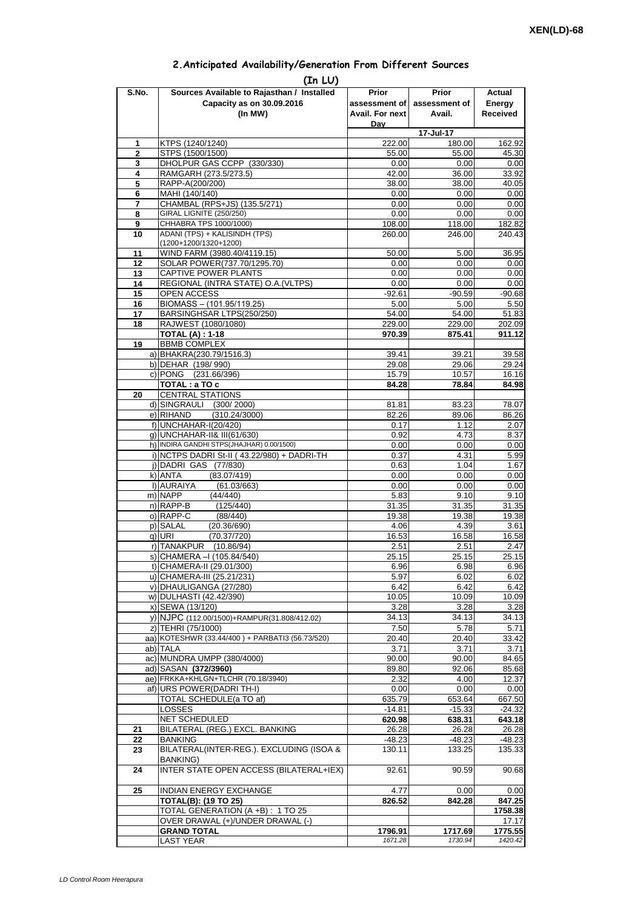XEN(LD)-68

## 2.Anticipated Availability/Generation From Different Sources

(In LU)

| S.No. | Sources Available to Rajasthan / Installed Capacity as on 30.09.2016 (In MW) | Prior assessment of Avail. For next Day | Prior assessment of Avail. | Actual Energy Received |
|---|---|---|---|---|
| | | | 17-Jul-17 | |
| 1 | KTPS (1240/1240) | 222.00 | 180.00 | 162.92 |
| 2 | STPS (1500/1500) | 55.00 | 55.00 | 45.30 |
| 3 | DHOLPUR GAS CCPP (330/330) | 0.00 | 0.00 | 0.00 |
| 4 | RAMGARH (273.5/273.5) | 42.00 | 36.00 | 33.92 |
| 5 | RAPP-A(200/200) | 38.00 | 38.00 | 40.05 |
| 6 | MAHI (140/140) | 0.00 | 0.00 | 0.00 |
| 7 | CHAMBAL (RPS+JS) (135.5/271) | 0.00 | 0.00 | 0.00 |
| 8 | GIRAL LIGNITE (250/250) | 0.00 | 0.00 | 0.00 |
| 9 | CHHABRA TPS 1000/1000) | 108.00 | 118.00 | 182.82 |
| 10 | ADANI (TPS) + KALISINDH (TPS) (1200+1200/1320+1200) | 260.00 | 246.00 | 240.43 |
| 11 | WIND FARM (3980.40/4119.15) | 50.00 | 5.00 | 36.95 |
| 12 | SOLAR POWER(737.70/1295.70) | 0.00 | 0.00 | 0.00 |
| 13 | CAPTIVE POWER PLANTS | 0.00 | 0.00 | 0.00 |
| 14 | REGIONAL (INTRA STATE) O.A.(VLTPS) | 0.00 | 0.00 | 0.00 |
| 15 | OPEN ACCESS | -92.61 | -90.59 | -90.68 |
| 16 | BIOMASS – (101.95/119.25) | 5.00 | 5.00 | 5.50 |
| 17 | BARSINGHSAR LTPS(250/250) | 54.00 | 54.00 | 51.83 |
| 18 | RAJWEST (1080/1080) | 229.00 | 229.00 | 202.09 |
| | **TOTAL (A) : 1-18** | **970.39** | **875.41** | **911.12** |
| 19 | BBMB COMPLEX | | | |
| | a) BHAKRA(230.79/1516.3) | 39.41 | 39.21 | 39.58 |
| | b) DEHAR (198/ 990) | 29.08 | 29.06 | 29.24 |
| | c) PONG (231.66/396) | 15.79 | 10.57 | 16.16 |
| | **TOTAL : a TO c** | **84.28** | **78.84** | **84.98** |
| 20 | CENTRAL STATIONS | | | |
| | d) SINGRAULI (300/ 2000) | 81.81 | 83.23 | 78.07 |
| | e) RIHAND (310.24/3000) | 82.26 | 89.06 | 86.26 |
| | f) UNCHAHAR-I(20/420) | 0.17 | 1.12 | 2.07 |
| | g) UNCHAHAR-II& III(61/630) | 0.92 | 4.73 | 8.37 |
| | h) INDIRA GANDHI STPS(JHAJHAR) 0.00/1500) | 0.00 | 0.00 | 0.00 |
| | i) NCTPS DADRI St-II ( 43.22/980) + DADRI-TH | 0.37 | 4.31 | 5.99 |
| | j) DADRI GAS (77/830) | 0.63 | 1.04 | 1.67 |
| | k) ANTA (83.07/419) | 0.00 | 0.00 | 0.00 |
| | l) AURAIYA (61.03/663) | 0.00 | 0.00 | 0.00 |
| | m) NAPP (44/440) | 5.83 | 9.10 | 9.10 |
| | n) RAPP-B (125/440) | 31.35 | 31.35 | 31.35 |
| | o) RAPP-C (88/440) | 19.38 | 19.38 | 19.38 |
| | p) SALAL (20.36/690) | 4.06 | 4.39 | 3.61 |
| | q) URI (70.37/720) | 16.53 | 16.58 | 16.58 |
| | r) TANAKPUR (10.86/94) | 2.51 | 2.51 | 2.47 |
| | s) CHAMERA –I (105.84/540) | 25.15 | 25.15 | 25.15 |
| | t) CHAMERA-II (29.01/300) | 6.96 | 6.98 | 6.96 |
| | u) CHAMERA-III (25.21/231) | 5.97 | 6.02 | 6.02 |
| | v) DHAULIGANGA (27/280) | 6.42 | 6.42 | 6.42 |
| | w) DULHASTI (42.42/390) | 10.05 | 10.09 | 10.09 |
| | x) SEWA (13/120) | 3.28 | 3.28 | 3.28 |
| | y) NJPC (112.00/1500)+RAMPUR(31.808/412.02) | 34.13 | 34.13 | 34.13 |
| | z) TEHRI (75/1000) | 7.50 | 5.78 | 5.71 |
| | aa) KOTESHWR (33.44/400 ) + PARBATI3 (56.73/520) | 20.40 | 20.40 | 33.42 |
| | ab) TALA | 3.71 | 3.71 | 3.71 |
| | ac) MUNDRA UMPP (380/4000) | 90.00 | 90.00 | 84.65 |
| | ad) SASAN **(372/3960)** | 89.80 | 92.06 | 85.68 |
| | ae) FRKKA+KHLGN+TLCHR (70.18/3940) | 2.32 | 4.00 | 12.37 |
| | af) URS POWER(DADRI TH-I) | 0.00 | 0.00 | 0.00 |
| | TOTAL SCHEDULE(a TO af) | 635.79 | 653.64 | 667.50 |
| | LOSSES | -14.81 | -15.33 | -24.32 |
| | NET SCHEDULED | **620.98** | **638.31** | **643.18** |
| 21 | BILATERAL (REG.) EXCL. BANKING | 26.28 | 26.28 | 26.28 |
| 22 | BANKING | -48.23 | -48.23 | -48.23 |
| 23 | BILATERAL(INTER-REG.). EXCLUDING (ISOA & BANKING) | 130.11 | 133.25 | 135.33 |
| 24 | INTER STATE OPEN ACCESS (BILATERAL+IEX) | 92.61 | 90.59 | 90.68 |
| 25 | INDIAN ENERGY EXCHANGE | 4.77 | 0.00 | 0.00 |
| | **TOTAL(B): (19 TO 25)** | **826.52** | **842.28** | **847.25** |
| | TOTAL GENERATION (A +B) : 1 TO 25 | | | **1758.38** |
| | OVER DRAWAL (+)/UNDER DRAWAL (-) | | | 17.17 |
| | **GRAND TOTAL** | **1796.91** | **1717.69** | **1775.55** |
| | LAST YEAR | *1671.28* | *1730.94* | *1420.42* |

*LD Control Room Heerapura*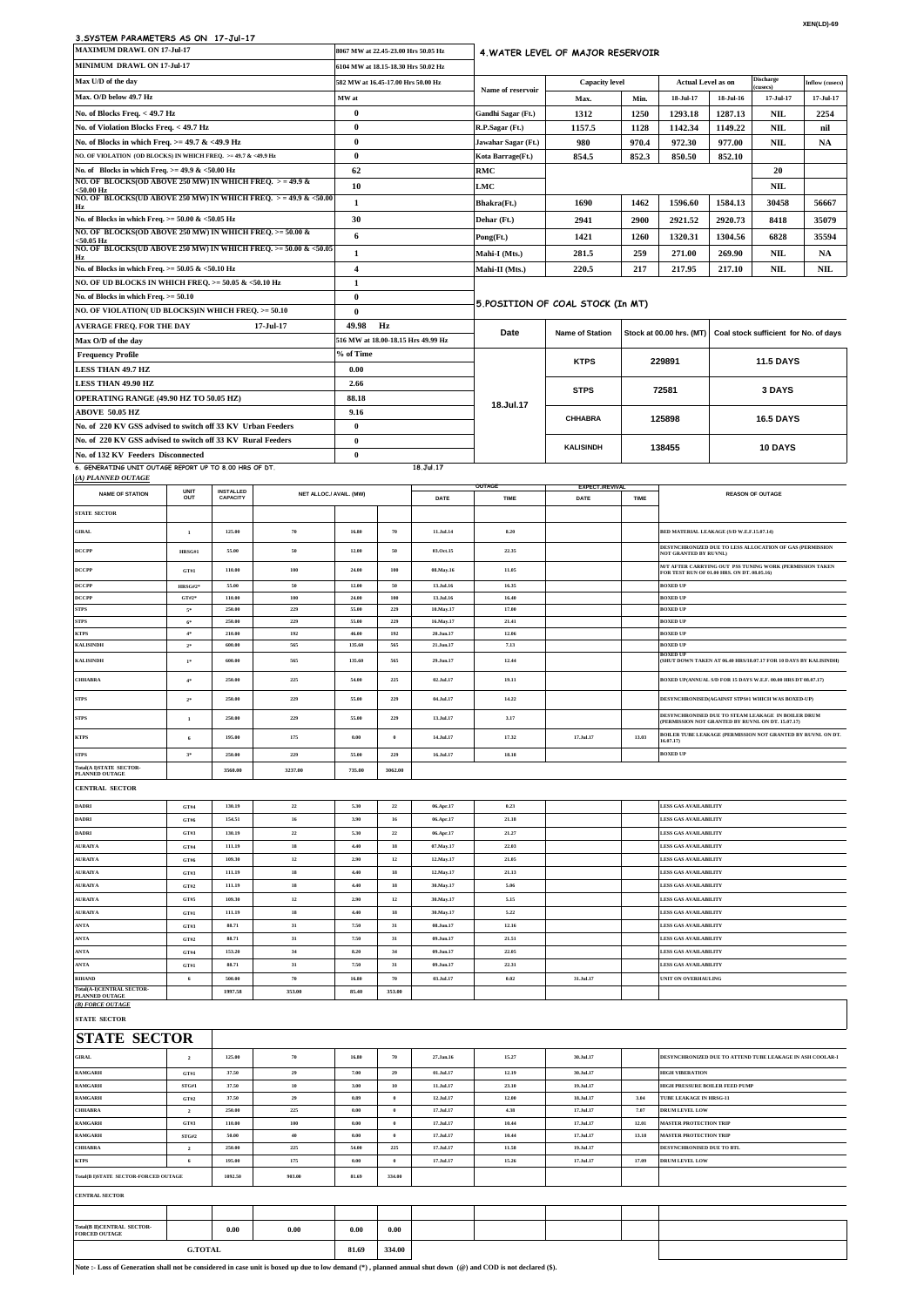XEN(LD)-69

## 3.SYSTEM PARAMETERS AS ON 17-Jul-17

| | |
|---|---|
| MAXIMUM DRAWL ON 17-Jul-17 | 8067 MW at 22.45-23.00 Hrs 50.05 Hz |
| MINIMUM DRAWL ON 17-Jul-17 | 6104 MW at 18.15-18.30 Hrs 50.02 Hz |
| Max U/D of the day | 582 MW at 16.45-17.00 Hrs 50.00 Hz |
| Max. O/D below 49.7 Hz | MW at |
| No. of Blocks Freq. < 49.7 Hz | 0 |
| No. of Violation Blocks Freq. < 49.7 Hz | 0 |
| No. of Blocks in which Freq. >= 49.7 & <49.9 Hz | 0 |
| NO. OF VIOLATION (OD BLOCKS) IN WHICH FREQ. >= 49.7 & <49.9 Hz | 0 |
| No. of Blocks in which Freq. >= 49.9 & <50.00 Hz | 62 |
| NO. OF BLOCKS(OD ABOVE 250 MW) IN WHICH FREQ. > = 49.9 & <50.00 Hz | 10 |
| NO. OF BLOCKS(UD ABOVE 250 MW) IN WHICH FREQ. > = 49.9 & <50.00 Hz | 1 |
| No. of Blocks in which Freq. >= 50.00 & <50.05 Hz | 30 |
| NO. OF BLOCKS(OD ABOVE 250 MW) IN WHICH FREQ. >= 50.00 & <50.05 Hz | 6 |
| NO. OF BLOCKS(UD ABOVE 250 MW) IN WHICH FREQ. >= 50.00 & <50.05 Hz | 1 |
| No. of Blocks in which Freq. >= 50.05 & <50.10 Hz | 4 |
| NO. OF UD BLOCKS IN WHICH FREQ. >= 50.05 & <50.10 Hz | 1 |
| No. of Blocks in which Freq. >= 50.10 | 0 |
| NO. OF VIOLATION( UD BLOCKS)IN WHICH FREQ. >= 50.10 | 0 |
| AVERAGE FREQ. FOR THE DAY 17-Jul-17 | 49.98 Hz |
| Max O/D of the day | 516 MW at 18.00-18.15 Hrs 49.99 Hz |
| Frequency Profile | % of Time |
| LESS THAN 49.7 HZ | 0.00 |
| LESS THAN 49.90 HZ | 2.66 |
| OPERATING RANGE (49.90 HZ TO 50.05 HZ) | 88.18 |
| ABOVE 50.05 HZ | 9.16 |
| No. of 220 KV GSS advised to switch off 33 KV Urban Feeders | 0 |
| No. of 220 KV GSS advised to switch off 33 KV Rural Feeders | 0 |
| No. of 132 KV Feeders Disconnected | 0 |

## 4.WATER LEVEL OF MAJOR RESERVOIR

| Name of reservoir | Capacity level Max. | Capacity level Min. | Actual Level as on 18-Jul-17 | Actual Level as on 18-Jul-16 | Discharge (cusecs) 17-Jul-17 | Inflow (cusecs) 17-Jul-17 |
|---|---|---|---|---|---|---|
| Gandhi Sagar (Ft.) | 1312 | 1250 | 1293.18 | 1287.13 | NIL | 2254 |
| R.P.Sagar (Ft.) | 1157.5 | 1128 | 1142.34 | 1149.22 | NIL | nil |
| Jawahar Sagar (Ft.) | 980 | 970.4 | 972.30 | 977.00 | NIL | NA |
| Kota Barrage(Ft.) | 854.5 | 852.3 | 850.50 | 852.10 | | |
| RMC | | | | | 20 | |
| LMC | | | | | NIL | |
| Bhakra(Ft.) | 1690 | 1462 | 1596.60 | 1584.13 | 30458 | 56667 |
| Dehar (Ft.) | 2941 | 2900 | 2921.52 | 2920.73 | 8418 | 35079 |
| Pong(Ft.) | 1421 | 1260 | 1320.31 | 1304.56 | 6828 | 35594 |
| Mahi-I (Mts.) | 281.5 | 259 | 271.00 | 269.90 | NIL | NA |
| Mahi-II (Mts.) | 220.5 | 217 | 217.95 | 217.10 | NIL | NIL |

## 5.POSITION OF COAL STOCK (In MT)

| Date | Name of Station | Stock at 00.00 hrs. (MT) | Coal stock sufficient for No. of days |
|---|---|---|---|
| 18.Jul.17 | KTPS | 229891 | 11.5 DAYS |
| | STPS | 72581 | 3 DAYS |
| | CHHABRA | 125898 | 16.5 DAYS |
| | KALISINDH | 138455 | 10 DAYS |

## 6. GENERATING UNIT OUTAGE REPORT UP TO 8.00 HRS OF DT. 18.Jul.17

*(A) PLANNED OUTAGE*

| NAME OF STATION | UNIT OUT | INSTALLED CAPACITY | NET ALLOC./ AVAIL. (MW) | | | OUTAGE DATE | OUTAGE TIME | EXPECT./REVIVAL DATE | EXPECT./REVIVAL TIME | REASON OF OUTAGE |
|---|---|---|---|---|---|---|---|---|---|---|
| **STATE SECTOR** | | | | | | | | | | |
| GIRAL | 1 | 125.00 | 70 | 16.80 | 70 | 11.Jul.14 | 8.20 | | | BED MATERIAL LEAKAGE (S/D W.E.F.15.07.14) |
| DCCPP | HRSG#1 | 55.00 | 50 | 12.00 | 50 | 03.Oct.15 | 22.35 | | | DESYNCHRONIZED DUE TO LESS ALLOCATION OF GAS (PERMISSION NOT GRANTED BY RUVNL) |
| DCCPP | GT#1 | 110.00 | 100 | 24.00 | 100 | 08.May.16 | 11.05 | | | M/T AFTER CARRYING OUT PSS TUNING WORK (PERMISSION TAKEN FOR TEST RUN OF 01.00 HRS. ON DT. 08.05.16) |
| DCCPP | HRSG#2* | 55.00 | 50 | 12.00 | 50 | 13.Jul.16 | 16.35 | | | BOXED UP |
| DCCPP | GT#2* | 110.00 | 100 | 24.00 | 100 | 13.Jul.16 | 16.40 | | | BOXED UP |
| STPS | 5* | 250.00 | 229 | 55.00 | 229 | 10.May.17 | 17.00 | | | BOXED UP |
| STPS | 6* | 250.00 | 229 | 55.00 | 229 | 16.May.17 | 21.41 | | | BOXED UP |
| KTPS | 4* | 210.00 | 192 | 46.00 | 192 | 20.Jun.17 | 12.06 | | | BOXED UP |
| KALISINDH | 2* | 600.00 | 565 | 135.60 | 565 | 21.Jun.17 | 7.13 | | | BOXED UP |
| KALISINDH | 1* | 600.00 | 565 | 135.60 | 565 | 29.Jun.17 | 12.44 | | | BOXED UP (SHUT DOWN TAKEN AT 06.40 HRS/18.07.17 FOR 10 DAYS BY KALISINDH) |
| CHHABRA | 4* | 250.00 | 225 | 54.00 | 225 | 02.Jul.17 | 19.11 | | | BOXED UP(ANNUAL S/D FOR 15 DAYS W.E.F. 00.00 HRS DT 08.07.17) |
| STPS | 2* | 250.00 | 229 | 55.00 | 229 | 04.Jul.17 | 14.22 | | | DESYNCHRONISED(AGAINST STPS#1 WHICH WAS BOXED-UP) |
| STPS | 1 | 250.00 | 229 | 55.00 | 229 | 13.Jul.17 | 3.17 | | | DESYNCHRONISED DUE TO STEAM LEAKAGE IN BOILER DRUM (PERMISSION NOT GRANTED BY RUVNL ON DT. 15.07.17) |
| KTPS | 6 | 195.00 | 175 | 0.00 | 0 | 14.Jul.17 | 17.32 | 17.Jul.17 | 13.03 | BOILER TUBE LEAKAGE (PERMISSION NOT GRANTED BY RUVNL ON DT. 16.07.17) |
| STPS | 3* | 250.00 | 229 | 55.00 | 229 | 16.Jul.17 | 18.18 | | | BOXED UP |
| Total(A I)STATE SECTOR-PLANNED OUTAGE | | 3560.00 | 3237.00 | 735.00 | 3062.00 | | | | | |
| **CENTRAL SECTOR** | | | | | | | | | | |
| DADRI | GT#4 | 130.19 | 22 | 5.30 | 22 | 06.Apr.17 | 0.23 | | | LESS GAS AVAILABILITY |
| DADRI | GT#6 | 154.51 | 16 | 3.90 | 16 | 06.Apr.17 | 21.18 | | | LESS GAS AVAILABILITY |
| DADRI | GT#3 | 130.19 | 22 | 5.30 | 22 | 06.Apr.17 | 21.27 | | | LESS GAS AVAILABILITY |
| AURAIYA | GT#4 | 111.19 | 18 | 4.40 | 18 | 07.May.17 | 22.03 | | | LESS GAS AVAILABILITY |
| AURAIYA | GT#6 | 109.30 | 12 | 2.90 | 12 | 12.May.17 | 21.05 | | | LESS GAS AVAILABILITY |
| AURAIYA | GT#3 | 111.19 | 18 | 4.40 | 18 | 12.May.17 | 21.13 | | | LESS GAS AVAILABILITY |
| AURAIYA | GT#2 | 111.19 | 18 | 4.40 | 18 | 30.May.17 | 5.06 | | | LESS GAS AVAILABILITY |
| AURAIYA | GT#5 | 109.30 | 12 | 2.90 | 12 | 30.May.17 | 5.15 | | | LESS GAS AVAILABILITY |
| AURAIYA | GT#1 | 111.19 | 18 | 4.40 | 18 | 30.May.17 | 5.22 | | | LESS GAS AVAILABILITY |
| ANTA | GT#3 | 88.71 | 31 | 7.50 | 31 | 08.Jun.17 | 12.16 | | | LESS GAS AVAILABILITY |
| ANTA | GT#2 | 88.71 | 31 | 7.50 | 31 | 09.Jun.17 | 21.51 | | | LESS GAS AVAILABILITY |
| ANTA | GT#4 | 153.20 | 34 | 8.20 | 34 | 09.Jun.17 | 22.05 | | | LESS GAS AVAILABILITY |
| ANTA | GT#1 | 88.71 | 31 | 7.50 | 31 | 09.Jun.17 | 22.31 | | | LESS GAS AVAILABILITY |
| RIHAND | 6 | 500.00 | 70 | 16.80 | 70 | 03.Jul.17 | 0.02 | 31.Jul.17 | | UNIT ON OVERHAULING |
| Total(A-I)CENTRAL SECTOR-PLANNED OUTAGE | | 1997.58 | 353.00 | 85.40 | 353.00 | | | | | |

*(B) FORCE OUTAGE*

**STATE SECTOR**

| NAME OF STATION | UNIT OUT | INSTALLED CAPACITY | NET ALLOC./ AVAIL. (MW) | | | OUTAGE DATE | OUTAGE TIME | EXPECT./REVIVAL DATE | EXPECT./REVIVAL TIME | REASON OF OUTAGE |
|---|---|---|---|---|---|---|---|---|---|---|
| **STATE SECTOR** | | | | | | | | | | |
| GIRAL | 2 | 125.00 | 70 | 16.80 | 70 | 27.Jan.16 | 15.27 | 30.Jul.17 | | DESYNCHRONIZED DUE TO ATTEND TUBE LEAKAGE IN ASH COOLAR-I |
| RAMGARH | GT#1 | 37.50 | 29 | 7.00 | 29 | 01.Jul.17 | 12.19 | 30.Jul.17 | | HIGH VIBERATION |
| RAMGARH | STG#1 | 37.50 | 10 | 3.00 | 10 | 11.Jul.17 | 23.10 | 19.Jul.17 | | HIGH PRESSURE BOILER FEED PUMP |
| RAMGARH | GT#2 | 37.50 | 29 | 0.89 | 0 | 12.Jul.17 | 12.00 | 18.Jul.17 | 3.04 | TUBE LEAKAGE IN HRSG-11 |
| CHHABRA | 2 | 250.00 | 225 | 0.00 | 0 | 17.Jul.17 | 4.30 | 17.Jul.17 | 7.07 | DRUM LEVEL LOW |
| RAMGARH | GT#3 | 110.00 | 100 | 0.00 | 0 | 17.Jul.17 | 10.44 | 17.Jul.17 | 12.01 | MASTER PROTECTION TRIP |
| RAMGARH | STG#2 | 50.00 | 40 | 0.00 | 0 | 17.Jul.17 | 10.44 | 17.Jul.17 | 13.18 | MASTER PROTECTION TRIP |
| CHHABRA | 2 | 250.00 | 225 | 54.00 | 225 | 17.Jul.17 | 11.58 | 19.Jul.17 | | DESYNCHRONISED DUE TO BTL |
| KTPS | 6 | 195.00 | 175 | 0.00 | 0 | 17.Jul.17 | 15.26 | 17.Jul.17 | 17.09 | DRUM LEVEL LOW |
| Total(B I)STATE SECTOR-FORCED OUTAGE | | 1092.50 | 903.00 | 81.69 | 334.00 | | | | | |
| **CENTRAL SECTOR** | | | | | | | | | | |
| Total(B II)CENTRAL SECTOR-FORCED OUTAGE | | 0.00 | 0.00 | 0.00 | 0.00 | | | | | |
| G.TOTAL | | | | 81.69 | 334.00 | | | | | |

Note :- Loss of Generation shall not be considered in case unit is boxed up due to low demand (*) , planned annual shut down (@) and COD is not declared ($).